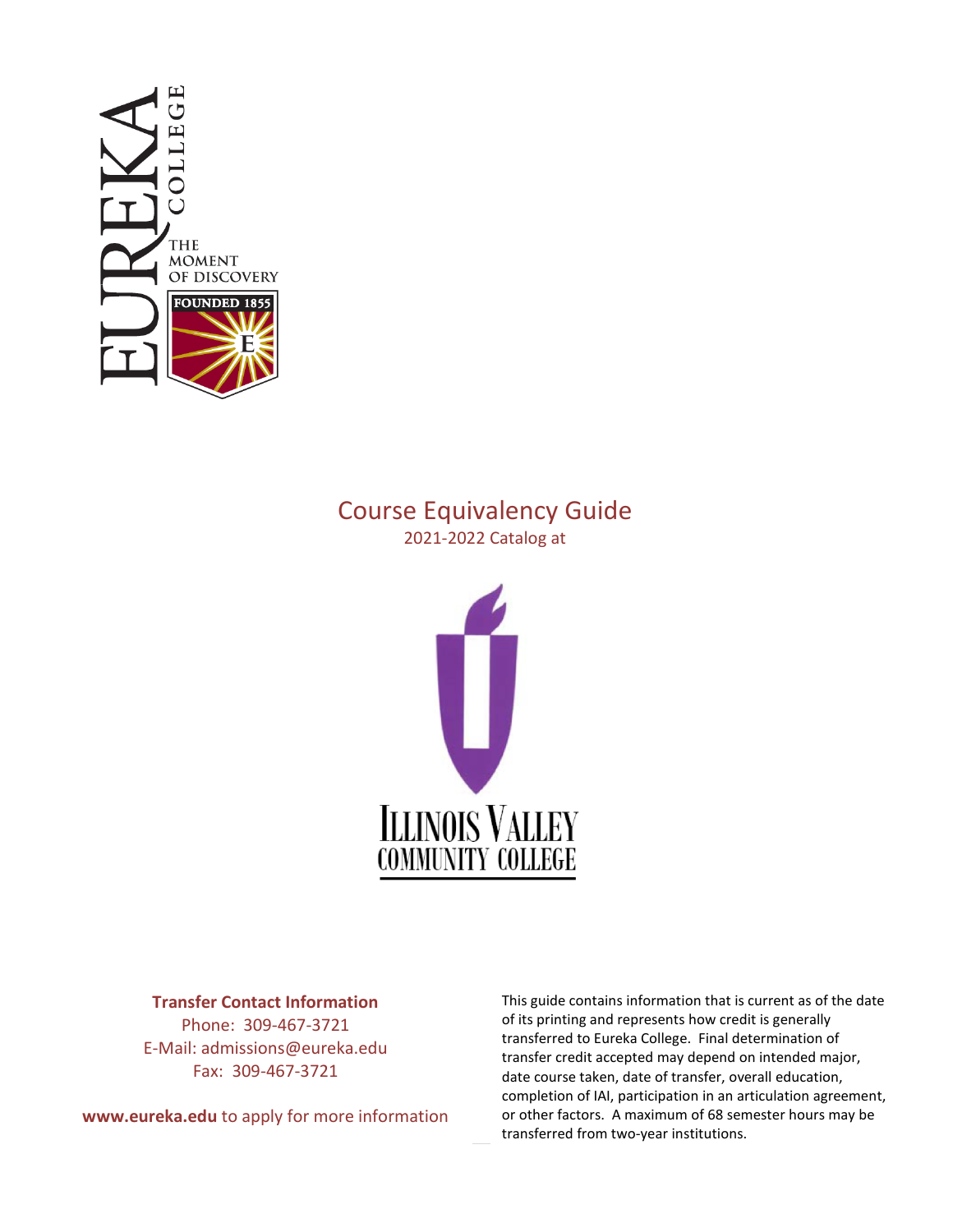# Course Equivalency Guide

2021-2022 Catalog at

**Transfer Contact Information**

Phone: 309-467-3721

E-Mail: admissions@eureka.edu

Fax: 309-467-3721

**www.eureka.edu** to apply for more information

This guide contains information that is current as of the date of its printing and represents how credit is generally transferred to Eureka College. Final determination of transfer credit accepted may depend on intended major, date course taken, date of transfer, overall education, completion of IAI, participation in an articulation agreement, or other factors. A maximum of 68 semester hours may be transferred from two-year institutions.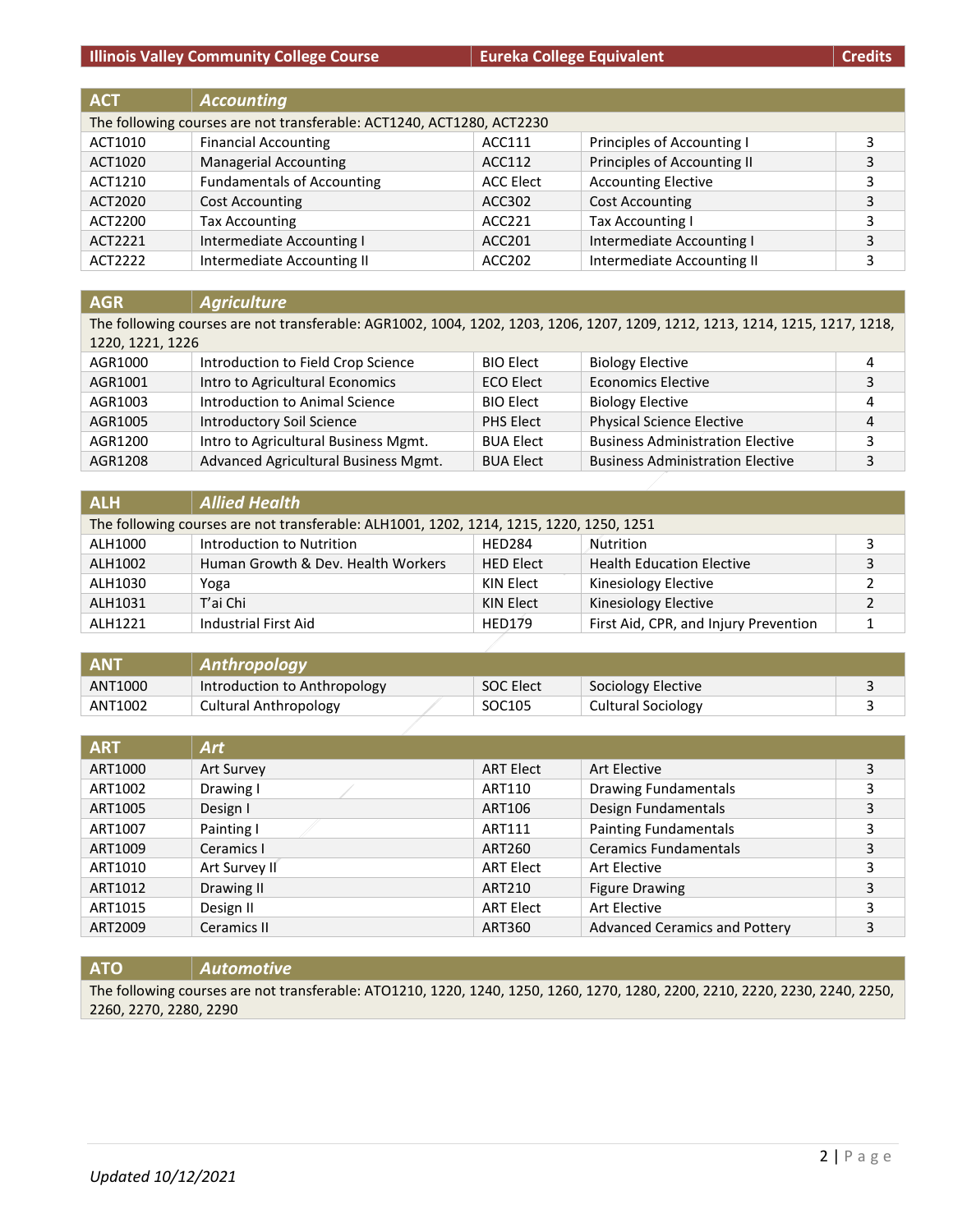| Illinois Valley Community College Course | | Eureka College Equivalent | | Credits |
|---|---|---|---|---|

| ACT | Accounting | | | |
|---|---|---|---|---|
| The following courses are not transferable: ACT1240, ACT1280, ACT2230 | | | | |
| ACT1010 | Financial Accounting | ACC111 | Principles of Accounting I | 3 |
| ACT1020 | Managerial Accounting | ACC112 | Principles of Accounting II | 3 |
| ACT1210 | Fundamentals of Accounting | ACC Elect | Accounting Elective | 3 |
| ACT2020 | Cost Accounting | ACC302 | Cost Accounting | 3 |
| ACT2200 | Tax Accounting | ACC221 | Tax Accounting I | 3 |
| ACT2221 | Intermediate Accounting I | ACC201 | Intermediate Accounting I | 3 |
| ACT2222 | Intermediate Accounting II | ACC202 | Intermediate Accounting II | 3 |

| AGR | Agriculture | | | |
|---|---|---|---|---|
| The following courses are not transferable: AGR1002, 1004, 1202, 1203, 1206, 1207, 1209, 1212, 1213, 1214, 1215, 1217, 1218, 1220, 1221, 1226 | | | | |
| AGR1000 | Introduction to Field Crop Science | BIO Elect | Biology Elective | 4 |
| AGR1001 | Intro to Agricultural Economics | ECO Elect | Economics Elective | 3 |
| AGR1003 | Introduction to Animal Science | BIO Elect | Biology Elective | 4 |
| AGR1005 | Introductory Soil Science | PHS Elect | Physical Science Elective | 4 |
| AGR1200 | Intro to Agricultural Business Mgmt. | BUA Elect | Business Administration Elective | 3 |
| AGR1208 | Advanced Agricultural Business Mgmt. | BUA Elect | Business Administration Elective | 3 |

| ALH | Allied Health | | | |
|---|---|---|---|---|
| The following courses are not transferable: ALH1001, 1202, 1214, 1215, 1220, 1250, 1251 | | | | |
| ALH1000 | Introduction to Nutrition | HED284 | Nutrition | 3 |
| ALH1002 | Human Growth & Dev. Health Workers | HED Elect | Health Education Elective | 3 |
| ALH1030 | Yoga | KIN Elect | Kinesiology Elective | 2 |
| ALH1031 | T'ai Chi | KIN Elect | Kinesiology Elective | 2 |
| ALH1221 | Industrial First Aid | HED179 | First Aid, CPR, and Injury Prevention | 1 |

| ANT | Anthropology | | | |
|---|---|---|---|---|
| ANT1000 | Introduction to Anthropology | SOC Elect | Sociology Elective | 3 |
| ANT1002 | Cultural Anthropology | SOC105 | Cultural Sociology | 3 |

| ART | Art | | | |
|---|---|---|---|---|
| ART1000 | Art Survey | ART Elect | Art Elective | 3 |
| ART1002 | Drawing I | ART110 | Drawing Fundamentals | 3 |
| ART1005 | Design I | ART106 | Design Fundamentals | 3 |
| ART1007 | Painting I | ART111 | Painting Fundamentals | 3 |
| ART1009 | Ceramics I | ART260 | Ceramics Fundamentals | 3 |
| ART1010 | Art Survey II | ART Elect | Art Elective | 3 |
| ART1012 | Drawing II | ART210 | Figure Drawing | 3 |
| ART1015 | Design II | ART Elect | Art Elective | 3 |
| ART2009 | Ceramics II | ART360 | Advanced Ceramics and Pottery | 3 |

| ATO | Automotive | | | |
|---|---|---|---|---|
| The following courses are not transferable: ATO1210, 1220, 1240, 1250, 1260, 1270, 1280, 2200, 2210, 2220, 2230, 2240, 2250, 2260, 2270, 2280, 2290 | | | | |

*Updated 10/12/2021*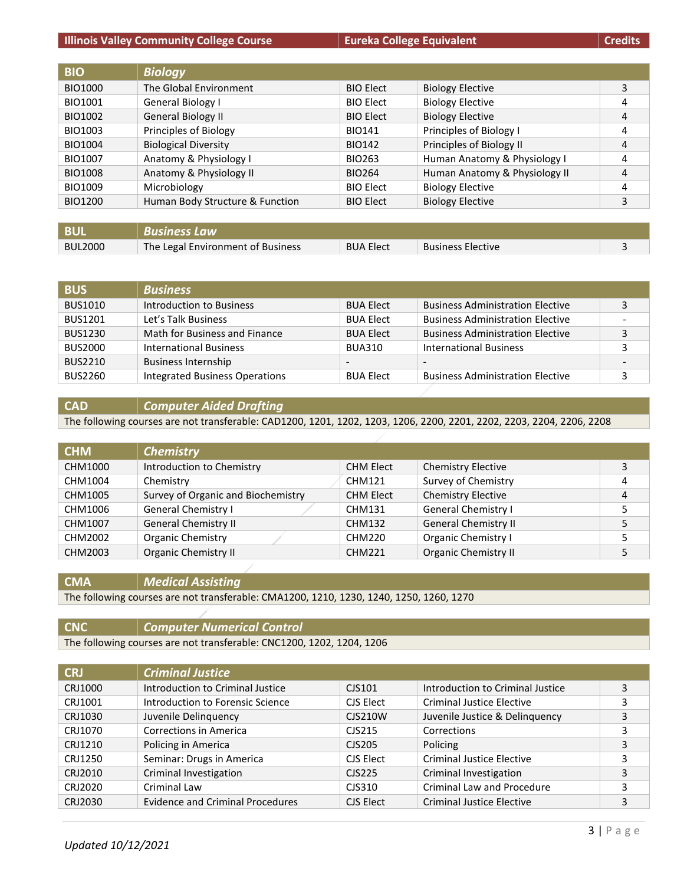| Illinois Valley Community College Course | | Eureka College Equivalent | | Credits |
|---|---|---|---|---|
| **BIO** | ***Biology*** | | | |
| BIO1000 | The Global Environment | BIO Elect | Biology Elective | 3 |
| BIO1001 | General Biology I | BIO Elect | Biology Elective | 4 |
| BIO1002 | General Biology II | BIO Elect | Biology Elective | 4 |
| BIO1003 | Principles of Biology | BIO141 | Principles of Biology I | 4 |
| BIO1004 | Biological Diversity | BIO142 | Principles of Biology II | 4 |
| BIO1007 | Anatomy & Physiology I | BIO263 | Human Anatomy & Physiology I | 4 |
| BIO1008 | Anatomy & Physiology II | BIO264 | Human Anatomy & Physiology II | 4 |
| BIO1009 | Microbiology | BIO Elect | Biology Elective | 4 |
| BIO1200 | Human Body Structure & Function | BIO Elect | Biology Elective | 3 |
| **BUL** | ***Business Law*** | | | |
| BUL2000 | The Legal Environment of Business | BUA Elect | Business Elective | 3 |
| **BUS** | ***Business*** | | | |
| BUS1010 | Introduction to Business | BUA Elect | Business Administration Elective | 3 |
| BUS1201 | Let's Talk Business | BUA Elect | Business Administration Elective | - |
| BUS1230 | Math for Business and Finance | BUA Elect | Business Administration Elective | 3 |
| BUS2000 | International Business | BUA310 | International Business | 3 |
| BUS2210 | Business Internship | - | - | - |
| BUS2260 | Integrated Business Operations | BUA Elect | Business Administration Elective | 3 |
| **CAD** | ***Computer Aided Drafting*** | | | |
| The following courses are not transferable: CAD1200, 1201, 1202, 1203, 1206, 2200, 2201, 2202, 2203, 2204, 2206, 2208 | | | | |
| **CHM** | ***Chemistry*** | | | |
| CHM1000 | Introduction to Chemistry | CHM Elect | Chemistry Elective | 3 |
| CHM1004 | Chemistry | CHM121 | Survey of Chemistry | 4 |
| CHM1005 | Survey of Organic and Biochemistry | CHM Elect | Chemistry Elective | 4 |
| CHM1006 | General Chemistry I | CHM131 | General Chemistry I | 5 |
| CHM1007 | General Chemistry II | CHM132 | General Chemistry II | 5 |
| CHM2002 | Organic Chemistry | CHM220 | Organic Chemistry I | 5 |
| CHM2003 | Organic Chemistry II | CHM221 | Organic Chemistry II | 5 |
| **CMA** | ***Medical Assisting*** | | | |
| The following courses are not transferable: CMA1200, 1210, 1230, 1240, 1250, 1260, 1270 | | | | |
| **CNC** | ***Computer Numerical Control*** | | | |
| The following courses are not transferable: CNC1200, 1202, 1204, 1206 | | | | |
| **CRJ** | ***Criminal Justice*** | | | |
| CRJ1000 | Introduction to Criminal Justice | CJS101 | Introduction to Criminal Justice | 3 |
| CRJ1001 | Introduction to Forensic Science | CJS Elect | Criminal Justice Elective | 3 |
| CRJ1030 | Juvenile Delinquency | CJS210W | Juvenile Justice & Delinquency | 3 |
| CRJ1070 | Corrections in America | CJS215 | Corrections | 3 |
| CRJ1210 | Policing in America | CJS205 | Policing | 3 |
| CRJ1250 | Seminar: Drugs in America | CJS Elect | Criminal Justice Elective | 3 |
| CRJ2010 | Criminal Investigation | CJS225 | Criminal Investigation | 3 |
| CRJ2020 | Criminal Law | CJS310 | Criminal Law and Procedure | 3 |
| CRJ2030 | Evidence and Criminal Procedures | CJS Elect | Criminal Justice Elective | 3 |

*Updated 10/12/2021*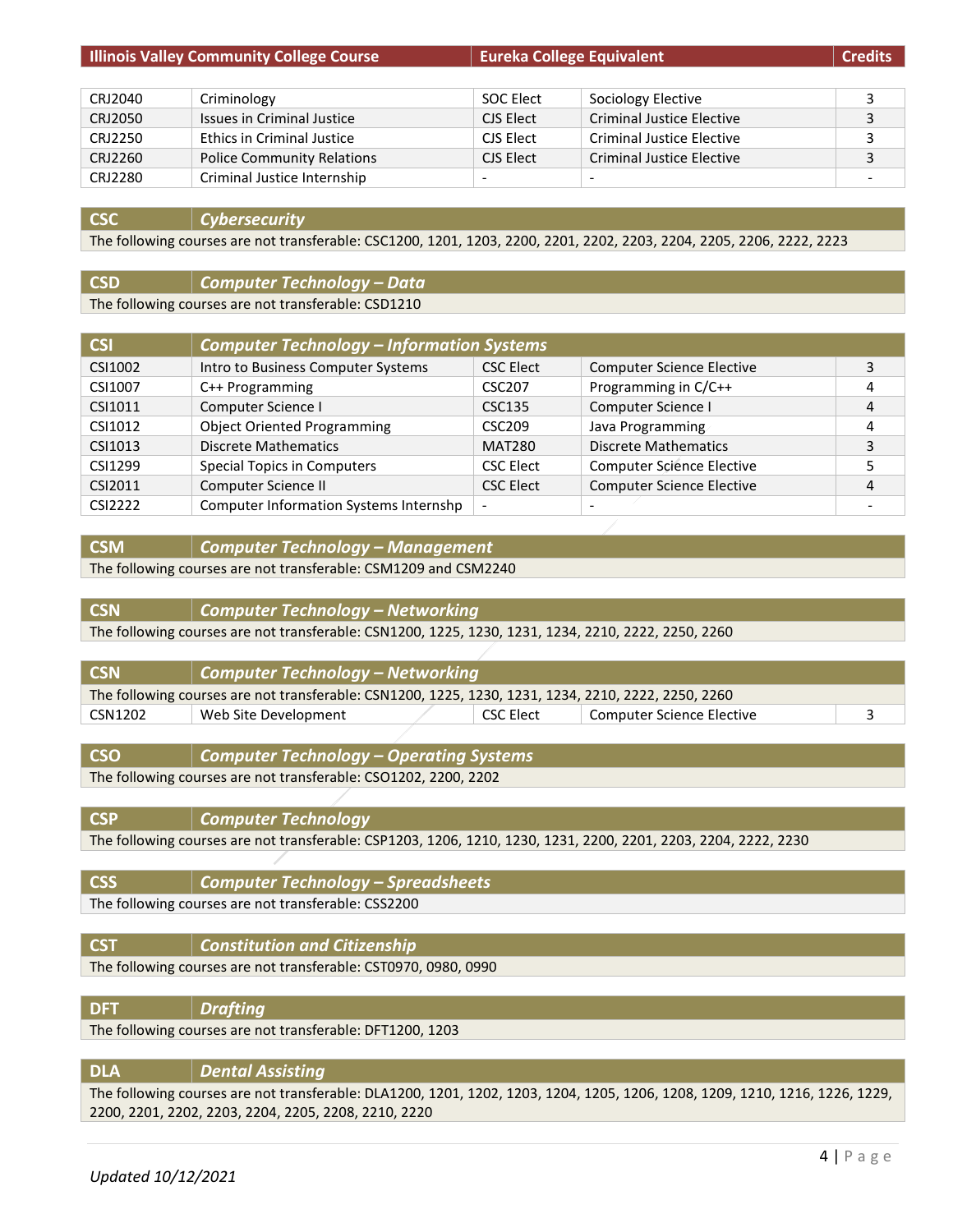| Illinois Valley Community College Course | | Eureka College Equivalent | | Credits |
|---|---|---|---|---|
| CRJ2040 | Criminology | SOC Elect | Sociology Elective | 3 |
| CRJ2050 | Issues in Criminal Justice | CJS Elect | Criminal Justice Elective | 3 |
| CRJ2250 | Ethics in Criminal Justice | CJS Elect | Criminal Justice Elective | 3 |
| CRJ2260 | Police Community Relations | CJS Elect | Criminal Justice Elective | 3 |
| CRJ2280 | Criminal Justice Internship | - | - | - |

## CSC — *Cybersecurity*

The following courses are not transferable: CSC1200, 1201, 1203, 2200, 2201, 2202, 2203, 2204, 2205, 2206, 2222, 2223

## CSD — *Computer Technology – Data*

The following courses are not transferable: CSD1210

## CSI — *Computer Technology – Information Systems*

| Course | Title | Equivalent | Title | Credits |
|---|---|---|---|---|
| CSI1002 | Intro to Business Computer Systems | CSC Elect | Computer Science Elective | 3 |
| CSI1007 | C++ Programming | CSC207 | Programming in C/C++ | 4 |
| CSI1011 | Computer Science I | CSC135 | Computer Science I | 4 |
| CSI1012 | Object Oriented Programming | CSC209 | Java Programming | 4 |
| CSI1013 | Discrete Mathematics | MAT280 | Discrete Mathematics | 3 |
| CSI1299 | Special Topics in Computers | CSC Elect | Computer Science Elective | 5 |
| CSI2011 | Computer Science II | CSC Elect | Computer Science Elective | 4 |
| CSI2222 | Computer Information Systems Internshp | - | - | - |

## CSM — *Computer Technology – Management*

The following courses are not transferable: CSM1209 and CSM2240

## CSN — *Computer Technology – Networking*

The following courses are not transferable: CSN1200, 1225, 1230, 1231, 1234, 2210, 2222, 2250, 2260

## CSN — *Computer Technology – Networking*

The following courses are not transferable: CSN1200, 1225, 1230, 1231, 1234, 2210, 2222, 2250, 2260

| Course | Title | Equivalent | Title | Credits |
|---|---|---|---|---|
| CSN1202 | Web Site Development | CSC Elect | Computer Science Elective | 3 |

## CSO — *Computer Technology – Operating Systems*

The following courses are not transferable: CSO1202, 2200, 2202

## CSP — *Computer Technology*

The following courses are not transferable: CSP1203, 1206, 1210, 1230, 1231, 2200, 2201, 2203, 2204, 2222, 2230

## CSS — *Computer Technology – Spreadsheets*

The following courses are not transferable: CSS2200

## CST — *Constitution and Citizenship*

The following courses are not transferable: CST0970, 0980, 0990

## DFT — *Drafting*

The following courses are not transferable: DFT1200, 1203

## DLA — *Dental Assisting*

The following courses are not transferable: DLA1200, 1201, 1202, 1203, 1204, 1205, 1206, 1208, 1209, 1210, 1216, 1226, 1229, 2200, 2201, 2202, 2203, 2204, 2205, 2208, 2210, 2220

*Updated 10/12/2021*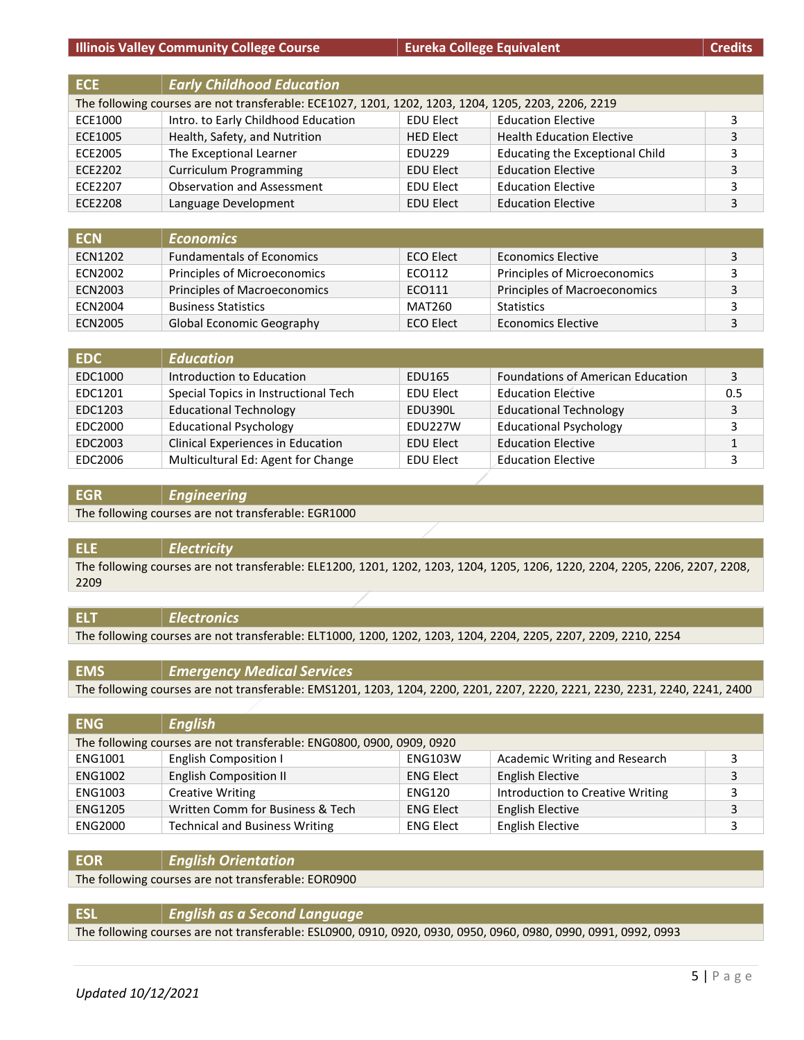| Illinois Valley Community College Course | | Eureka College Equivalent | | Credits |
|---|---|---|---|---|

| ECE | Early Childhood Education | | | |
|---|---|---|---|---|
| The following courses are not transferable: ECE1027, 1201, 1202, 1203, 1204, 1205, 2203, 2206, 2219 | | | | |
| ECE1000 | Intro. to Early Childhood Education | EDU Elect | Education Elective | 3 |
| ECE1005 | Health, Safety, and Nutrition | HED Elect | Health Education Elective | 3 |
| ECE2005 | The Exceptional Learner | EDU229 | Educating the Exceptional Child | 3 |
| ECE2202 | Curriculum Programming | EDU Elect | Education Elective | 3 |
| ECE2207 | Observation and Assessment | EDU Elect | Education Elective | 3 |
| ECE2208 | Language Development | EDU Elect | Education Elective | 3 |

| ECN | Economics | | | |
|---|---|---|---|---|
| ECN1202 | Fundamentals of Economics | ECO Elect | Economics Elective | 3 |
| ECN2002 | Principles of Microeconomics | ECO112 | Principles of Microeconomics | 3 |
| ECN2003 | Principles of Macroeconomics | ECO111 | Principles of Macroeconomics | 3 |
| ECN2004 | Business Statistics | MAT260 | Statistics | 3 |
| ECN2005 | Global Economic Geography | ECO Elect | Economics Elective | 3 |

| EDC | Education | | | |
|---|---|---|---|---|
| EDC1000 | Introduction to Education | EDU165 | Foundations of American Education | 3 |
| EDC1201 | Special Topics in Instructional Tech | EDU Elect | Education Elective | 0.5 |
| EDC1203 | Educational Technology | EDU390L | Educational Technology | 3 |
| EDC2000 | Educational Psychology | EDU227W | Educational Psychology | 3 |
| EDC2003 | Clinical Experiences in Education | EDU Elect | Education Elective | 1 |
| EDC2006 | Multicultural Ed: Agent for Change | EDU Elect | Education Elective | 3 |

| EGR | Engineering |
|---|---|
| The following courses are not transferable: EGR1000 | |

| ELE | Electricity |
|---|---|
| The following courses are not transferable: ELE1200, 1201, 1202, 1203, 1204, 1205, 1206, 1220, 2204, 2205, 2206, 2207, 2208, 2209 | |

| ELT | Electronics |
|---|---|
| The following courses are not transferable: ELT1000, 1200, 1202, 1203, 1204, 2204, 2205, 2207, 2209, 2210, 2254 | |

| EMS | Emergency Medical Services |
|---|---|
| The following courses are not transferable: EMS1201, 1203, 1204, 2200, 2201, 2207, 2220, 2221, 2230, 2231, 2240, 2241, 2400 | |

| ENG | English | | | |
|---|---|---|---|---|
| The following courses are not transferable: ENG0800, 0900, 0909, 0920 | | | | |
| ENG1001 | English Composition I | ENG103W | Academic Writing and Research | 3 |
| ENG1002 | English Composition II | ENG Elect | English Elective | 3 |
| ENG1003 | Creative Writing | ENG120 | Introduction to Creative Writing | 3 |
| ENG1205 | Written Comm for Business & Tech | ENG Elect | English Elective | 3 |
| ENG2000 | Technical and Business Writing | ENG Elect | English Elective | 3 |

| EOR | English Orientation |
|---|---|
| The following courses are not transferable: EOR0900 | |

| ESL | English as a Second Language |
|---|---|
| The following courses are not transferable: ESL0900, 0910, 0920, 0930, 0950, 0960, 0980, 0990, 0991, 0992, 0993 | |

*Updated 10/12/2021*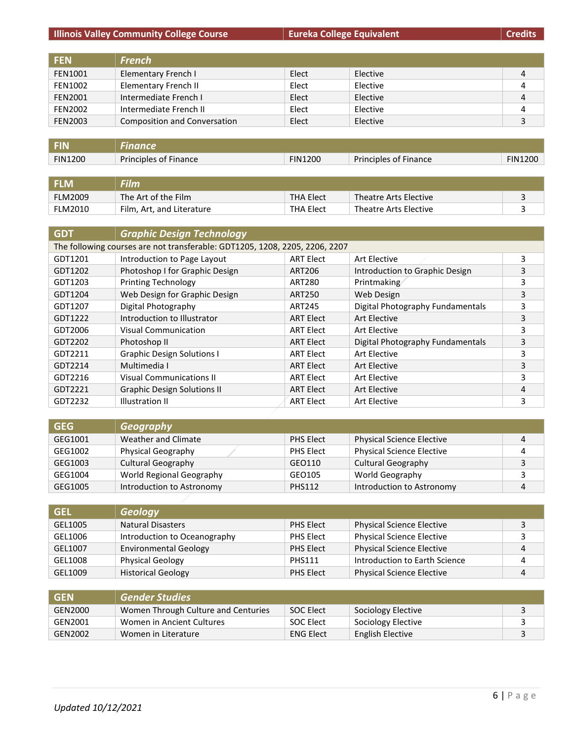| Illinois Valley Community College Course | | Eureka College Equivalent | | Credits |
|---|---|---|---|---|
| **FEN** | ***French*** | | | |
| FEN1001 | Elementary French I | Elect | Elective | 4 |
| FEN1002 | Elementary French II | Elect | Elective | 4 |
| FEN2001 | Intermediate French I | Elect | Elective | 4 |
| FEN2002 | Intermediate French II | Elect | Elective | 4 |
| FEN2003 | Composition and Conversation | Elect | Elective | 3 |
| **FIN** | ***Finance*** | | | |
| FIN1200 | Principles of Finance | FIN1200 | Principles of Finance | FIN1200 |
| **FLM** | ***Film*** | | | |
| FLM2009 | The Art of the Film | THA Elect | Theatre Arts Elective | 3 |
| FLM2010 | Film, Art, and Literature | THA Elect | Theatre Arts Elective | 3 |
| **GDT** | ***Graphic Design Technology*** | | | |
| The following courses are not transferable: GDT1205, 1208, 2205, 2206, 2207 | | | | |
| GDT1201 | Introduction to Page Layout | ART Elect | Art Elective | 3 |
| GDT1202 | Photoshop I for Graphic Design | ART206 | Introduction to Graphic Design | 3 |
| GDT1203 | Printing Technology | ART280 | Printmaking | 3 |
| GDT1204 | Web Design for Graphic Design | ART250 | Web Design | 3 |
| GDT1207 | Digital Photography | ART245 | Digital Photography Fundamentals | 3 |
| GDT1222 | Introduction to Illustrator | ART Elect | Art Elective | 3 |
| GDT2006 | Visual Communication | ART Elect | Art Elective | 3 |
| GDT2202 | Photoshop II | ART Elect | Digital Photography Fundamentals | 3 |
| GDT2211 | Graphic Design Solutions I | ART Elect | Art Elective | 3 |
| GDT2214 | Multimedia I | ART Elect | Art Elective | 3 |
| GDT2216 | Visual Communications II | ART Elect | Art Elective | 3 |
| GDT2221 | Graphic Design Solutions II | ART Elect | Art Elective | 4 |
| GDT2232 | Illustration II | ART Elect | Art Elective | 3 |
| **GEG** | ***Geography*** | | | |
| GEG1001 | Weather and Climate | PHS Elect | Physical Science Elective | 4 |
| GEG1002 | Physical Geography | PHS Elect | Physical Science Elective | 4 |
| GEG1003 | Cultural Geography | GEO110 | Cultural Geography | 3 |
| GEG1004 | World Regional Geography | GEO105 | World Geography | 3 |
| GEG1005 | Introduction to Astronomy | PHS112 | Introduction to Astronomy | 4 |
| **GEL** | ***Geology*** | | | |
| GEL1005 | Natural Disasters | PHS Elect | Physical Science Elective | 3 |
| GEL1006 | Introduction to Oceanography | PHS Elect | Physical Science Elective | 3 |
| GEL1007 | Environmental Geology | PHS Elect | Physical Science Elective | 4 |
| GEL1008 | Physical Geology | PHS111 | Introduction to Earth Science | 4 |
| GEL1009 | Historical Geology | PHS Elect | Physical Science Elective | 4 |
| **GEN** | ***Gender Studies*** | | | |
| GEN2000 | Women Through Culture and Centuries | SOC Elect | Sociology Elective | 3 |
| GEN2001 | Women in Ancient Cultures | SOC Elect | Sociology Elective | 3 |
| GEN2002 | Women in Literature | ENG Elect | English Elective | 3 |

*Updated 10/12/2021*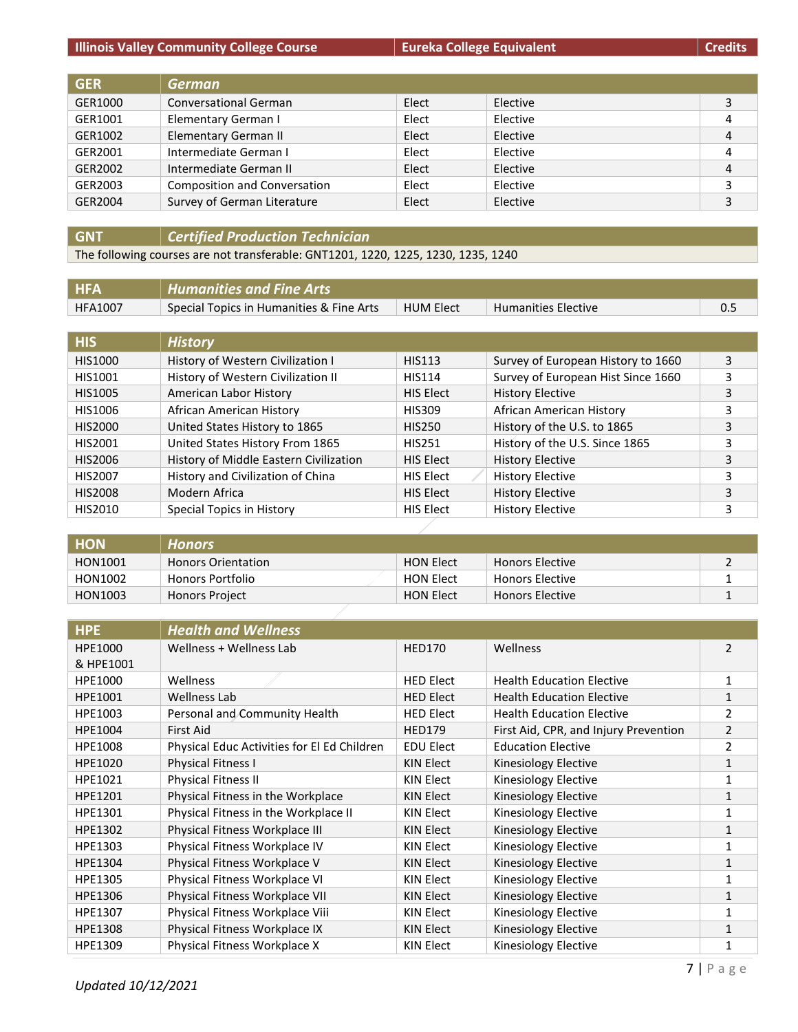| Illinois Valley Community College Course | | Eureka College Equivalent | | Credits |
|---|---|---|---|---|
| **GER** | ***German*** | | | |
| GER1000 | Conversational German | Elect | Elective | 3 |
| GER1001 | Elementary German I | Elect | Elective | 4 |
| GER1002 | Elementary German II | Elect | Elective | 4 |
| GER2001 | Intermediate German I | Elect | Elective | 4 |
| GER2002 | Intermediate German II | Elect | Elective | 4 |
| GER2003 | Composition and Conversation | Elect | Elective | 3 |
| GER2004 | Survey of German Literature | Elect | Elective | 3 |
| **GNT** | ***Certified Production Technician*** | | | |
| The following courses are not transferable: GNT1201, 1220, 1225, 1230, 1235, 1240 | | | | |
| **HFA** | ***Humanities and Fine Arts*** | | | |
| HFA1007 | Special Topics in Humanities & Fine Arts | HUM Elect | Humanities Elective | 0.5 |
| **HIS** | ***History*** | | | |
| HIS1000 | History of Western Civilization I | HIS113 | Survey of European History to 1660 | 3 |
| HIS1001 | History of Western Civilization II | HIS114 | Survey of European Hist Since 1660 | 3 |
| HIS1005 | American Labor History | HIS Elect | History Elective | 3 |
| HIS1006 | African American History | HIS309 | African American History | 3 |
| HIS2000 | United States History to 1865 | HIS250 | History of the U.S. to 1865 | 3 |
| HIS2001 | United States History From 1865 | HIS251 | History of the U.S. Since 1865 | 3 |
| HIS2006 | History of Middle Eastern Civilization | HIS Elect | History Elective | 3 |
| HIS2007 | History and Civilization of China | HIS Elect | History Elective | 3 |
| HIS2008 | Modern Africa | HIS Elect | History Elective | 3 |
| HIS2010 | Special Topics in History | HIS Elect | History Elective | 3 |
| **HON** | ***Honors*** | | | |
| HON1001 | Honors Orientation | HON Elect | Honors Elective | 2 |
| HON1002 | Honors Portfolio | HON Elect | Honors Elective | 1 |
| HON1003 | Honors Project | HON Elect | Honors Elective | 1 |
| **HPE** | ***Health and Wellness*** | | | |
| HPE1000 & HPE1001 | Wellness + Wellness Lab | HED170 | Wellness | 2 |
| HPE1000 | Wellness | HED Elect | Health Education Elective | 1 |
| HPE1001 | Wellness Lab | HED Elect | Health Education Elective | 1 |
| HPE1003 | Personal and Community Health | HED Elect | Health Education Elective | 2 |
| HPE1004 | First Aid | HED179 | First Aid, CPR, and Injury Prevention | 2 |
| HPE1008 | Physical Educ Activities for El Ed Children | EDU Elect | Education Elective | 2 |
| HPE1020 | Physical Fitness I | KIN Elect | Kinesiology Elective | 1 |
| HPE1021 | Physical Fitness II | KIN Elect | Kinesiology Elective | 1 |
| HPE1201 | Physical Fitness in the Workplace | KIN Elect | Kinesiology Elective | 1 |
| HPE1301 | Physical Fitness in the Workplace II | KIN Elect | Kinesiology Elective | 1 |
| HPE1302 | Physical Fitness Workplace III | KIN Elect | Kinesiology Elective | 1 |
| HPE1303 | Physical Fitness Workplace IV | KIN Elect | Kinesiology Elective | 1 |
| HPE1304 | Physical Fitness Workplace V | KIN Elect | Kinesiology Elective | 1 |
| HPE1305 | Physical Fitness Workplace VI | KIN Elect | Kinesiology Elective | 1 |
| HPE1306 | Physical Fitness Workplace VII | KIN Elect | Kinesiology Elective | 1 |
| HPE1307 | Physical Fitness Workplace Viii | KIN Elect | Kinesiology Elective | 1 |
| HPE1308 | Physical Fitness Workplace IX | KIN Elect | Kinesiology Elective | 1 |
| HPE1309 | Physical Fitness Workplace X | KIN Elect | Kinesiology Elective | 1 |

*Updated 10/12/2021*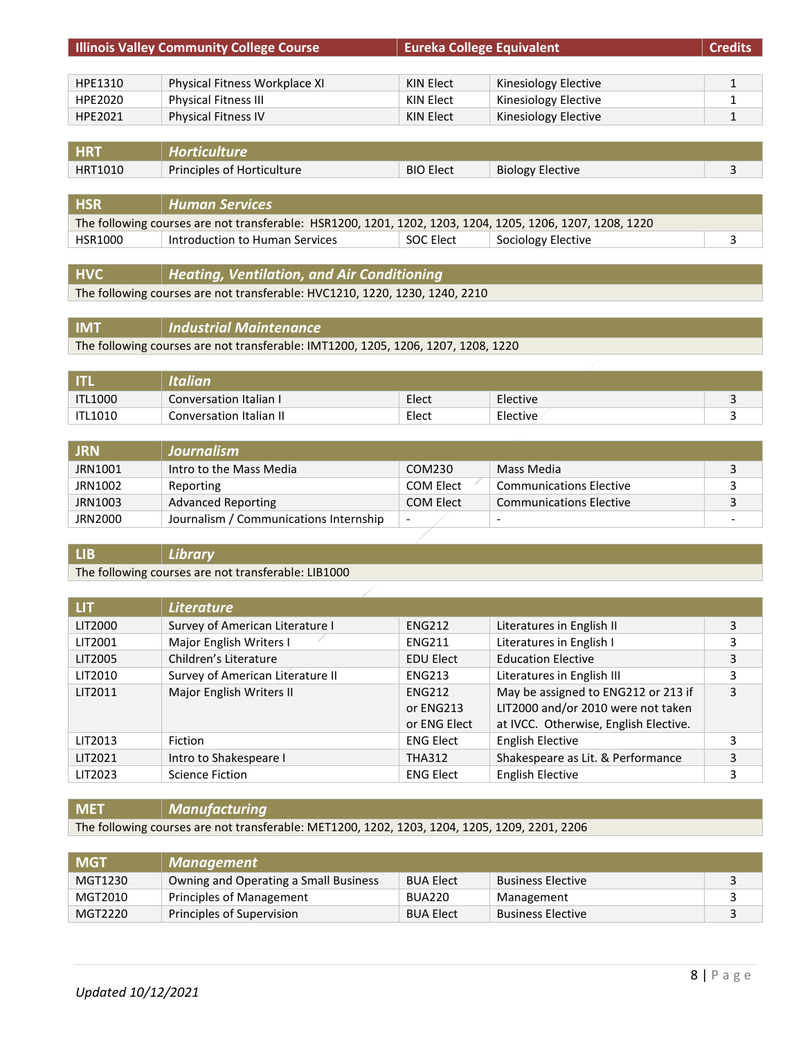| Illinois Valley Community College Course | | Eureka College Equivalent | | Credits |
|---|---|---|---|---|
| HPE1310 | Physical Fitness Workplace XI | KIN Elect | Kinesiology Elective | 1 |
| HPE2020 | Physical Fitness III | KIN Elect | Kinesiology Elective | 1 |
| HPE2021 | Physical Fitness IV | KIN Elect | Kinesiology Elective | 1 |
| **HRT** | ***Horticulture*** | | | |
| HRT1010 | Principles of Horticulture | BIO Elect | Biology Elective | 3 |
| **HSR** | ***Human Services*** | | | |
| The following courses are not transferable: HSR1200, 1201, 1202, 1203, 1204, 1205, 1206, 1207, 1208, 1220 | | | | |
| HSR1000 | Introduction to Human Services | SOC Elect | Sociology Elective | 3 |
| **HVC** | ***Heating, Ventilation, and Air Conditioning*** | | | |
| The following courses are not transferable: HVC1210, 1220, 1230, 1240, 2210 | | | | |
| **IMT** | ***Industrial Maintenance*** | | | |
| The following courses are not transferable: IMT1200, 1205, 1206, 1207, 1208, 1220 | | | | |
| **ITL** | ***Italian*** | | | |
| ITL1000 | Conversation Italian I | Elect | Elective | 3 |
| ITL1010 | Conversation Italian II | Elect | Elective | 3 |
| **JRN** | ***Journalism*** | | | |
| JRN1001 | Intro to the Mass Media | COM230 | Mass Media | 3 |
| JRN1002 | Reporting | COM Elect | Communications Elective | 3 |
| JRN1003 | Advanced Reporting | COM Elect | Communications Elective | 3 |
| JRN2000 | Journalism / Communications Internship | - | - | - |
| **LIB** | ***Library*** | | | |
| The following courses are not transferable: LIB1000 | | | | |
| **LIT** | ***Literature*** | | | |
| LIT2000 | Survey of American Literature I | ENG212 | Literatures in English II | 3 |
| LIT2001 | Major English Writers I | ENG211 | Literatures in English I | 3 |
| LIT2005 | Children's Literature | EDU Elect | Education Elective | 3 |
| LIT2010 | Survey of American Literature II | ENG213 | Literatures in English III | 3 |
| LIT2011 | Major English Writers II | ENG212 or ENG213 or ENG Elect | May be assigned to ENG212 or 213 if LIT2000 and/or 2010 were not taken at IVCC. Otherwise, English Elective. | 3 |
| LIT2013 | Fiction | ENG Elect | English Elective | 3 |
| LIT2021 | Intro to Shakespeare I | THA312 | Shakespeare as Lit. & Performance | 3 |
| LIT2023 | Science Fiction | ENG Elect | English Elective | 3 |
| **MET** | ***Manufacturing*** | | | |
| The following courses are not transferable: MET1200, 1202, 1203, 1204, 1205, 1209, 2201, 2206 | | | | |
| **MGT** | ***Management*** | | | |
| MGT1230 | Owning and Operating a Small Business | BUA Elect | Business Elective | 3 |
| MGT2010 | Principles of Management | BUA220 | Management | 3 |
| MGT2220 | Principles of Supervision | BUA Elect | Business Elective | 3 |

*Updated 10/12/2021*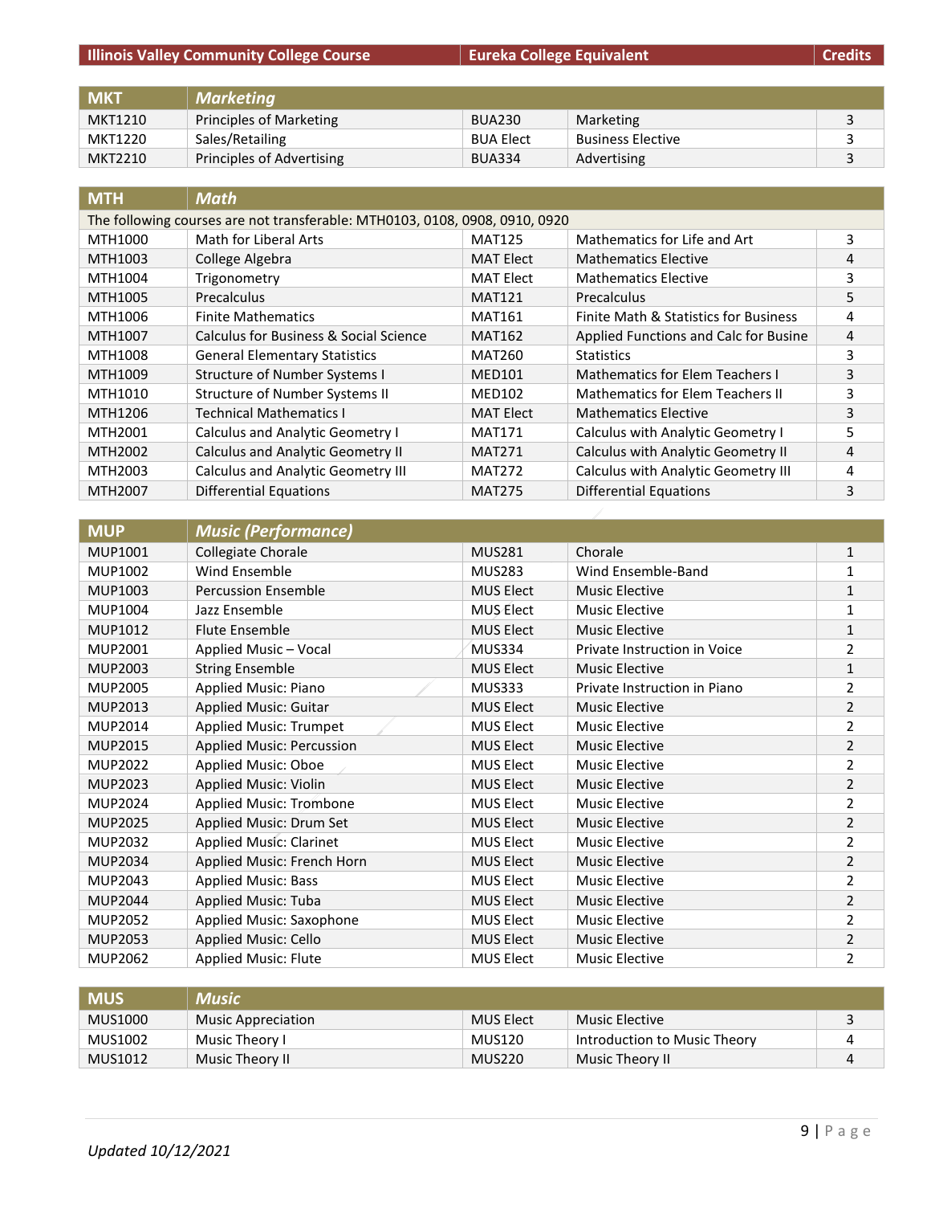| Illinois Valley Community College Course | | Eureka College Equivalent | | Credits |
|---|---|---|---|---|
| **MKT** | ***Marketing*** | | | |
| MKT1210 | Principles of Marketing | BUA230 | Marketing | 3 |
| MKT1220 | Sales/Retailing | BUA Elect | Business Elective | 3 |
| MKT2210 | Principles of Advertising | BUA334 | Advertising | 3 |
| **MTH** | ***Math*** | | | |
| The following courses are not transferable: MTH0103, 0108, 0908, 0910, 0920 | | | | |
| MTH1000 | Math for Liberal Arts | MAT125 | Mathematics for Life and Art | 3 |
| MTH1003 | College Algebra | MAT Elect | Mathematics Elective | 4 |
| MTH1004 | Trigonometry | MAT Elect | Mathematics Elective | 3 |
| MTH1005 | Precalculus | MAT121 | Precalculus | 5 |
| MTH1006 | Finite Mathematics | MAT161 | Finite Math & Statistics for Business | 4 |
| MTH1007 | Calculus for Business & Social Science | MAT162 | Applied Functions and Calc for Busine | 4 |
| MTH1008 | General Elementary Statistics | MAT260 | Statistics | 3 |
| MTH1009 | Structure of Number Systems I | MED101 | Mathematics for Elem Teachers I | 3 |
| MTH1010 | Structure of Number Systems II | MED102 | Mathematics for Elem Teachers II | 3 |
| MTH1206 | Technical Mathematics I | MAT Elect | Mathematics Elective | 3 |
| MTH2001 | Calculus and Analytic Geometry I | MAT171 | Calculus with Analytic Geometry I | 5 |
| MTH2002 | Calculus and Analytic Geometry II | MAT271 | Calculus with Analytic Geometry II | 4 |
| MTH2003 | Calculus and Analytic Geometry III | MAT272 | Calculus with Analytic Geometry III | 4 |
| MTH2007 | Differential Equations | MAT275 | Differential Equations | 3 |
| **MUP** | ***Music (Performance)*** | | | |
| MUP1001 | Collegiate Chorale | MUS281 | Chorale | 1 |
| MUP1002 | Wind Ensemble | MUS283 | Wind Ensemble-Band | 1 |
| MUP1003 | Percussion Ensemble | MUS Elect | Music Elective | 1 |
| MUP1004 | Jazz Ensemble | MUS Elect | Music Elective | 1 |
| MUP1012 | Flute Ensemble | MUS Elect | Music Elective | 1 |
| MUP2001 | Applied Music – Vocal | MUS334 | Private Instruction in Voice | 2 |
| MUP2003 | String Ensemble | MUS Elect | Music Elective | 1 |
| MUP2005 | Applied Music: Piano | MUS333 | Private Instruction in Piano | 2 |
| MUP2013 | Applied Music: Guitar | MUS Elect | Music Elective | 2 |
| MUP2014 | Applied Music: Trumpet | MUS Elect | Music Elective | 2 |
| MUP2015 | Applied Music: Percussion | MUS Elect | Music Elective | 2 |
| MUP2022 | Applied Music: Oboe | MUS Elect | Music Elective | 2 |
| MUP2023 | Applied Music: Violin | MUS Elect | Music Elective | 2 |
| MUP2024 | Applied Music: Trombone | MUS Elect | Music Elective | 2 |
| MUP2025 | Applied Music: Drum Set | MUS Elect | Music Elective | 2 |
| MUP2032 | Applied Music: Clarinet | MUS Elect | Music Elective | 2 |
| MUP2034 | Applied Music: French Horn | MUS Elect | Music Elective | 2 |
| MUP2043 | Applied Music: Bass | MUS Elect | Music Elective | 2 |
| MUP2044 | Applied Music: Tuba | MUS Elect | Music Elective | 2 |
| MUP2052 | Applied Music: Saxophone | MUS Elect | Music Elective | 2 |
| MUP2053 | Applied Music: Cello | MUS Elect | Music Elective | 2 |
| MUP2062 | Applied Music: Flute | MUS Elect | Music Elective | 2 |
| **MUS** | ***Music*** | | | |
| MUS1000 | Music Appreciation | MUS Elect | Music Elective | 3 |
| MUS1002 | Music Theory I | MUS120 | Introduction to Music Theory | 4 |
| MUS1012 | Music Theory II | MUS220 | Music Theory II | 4 |

*Updated 10/12/2021*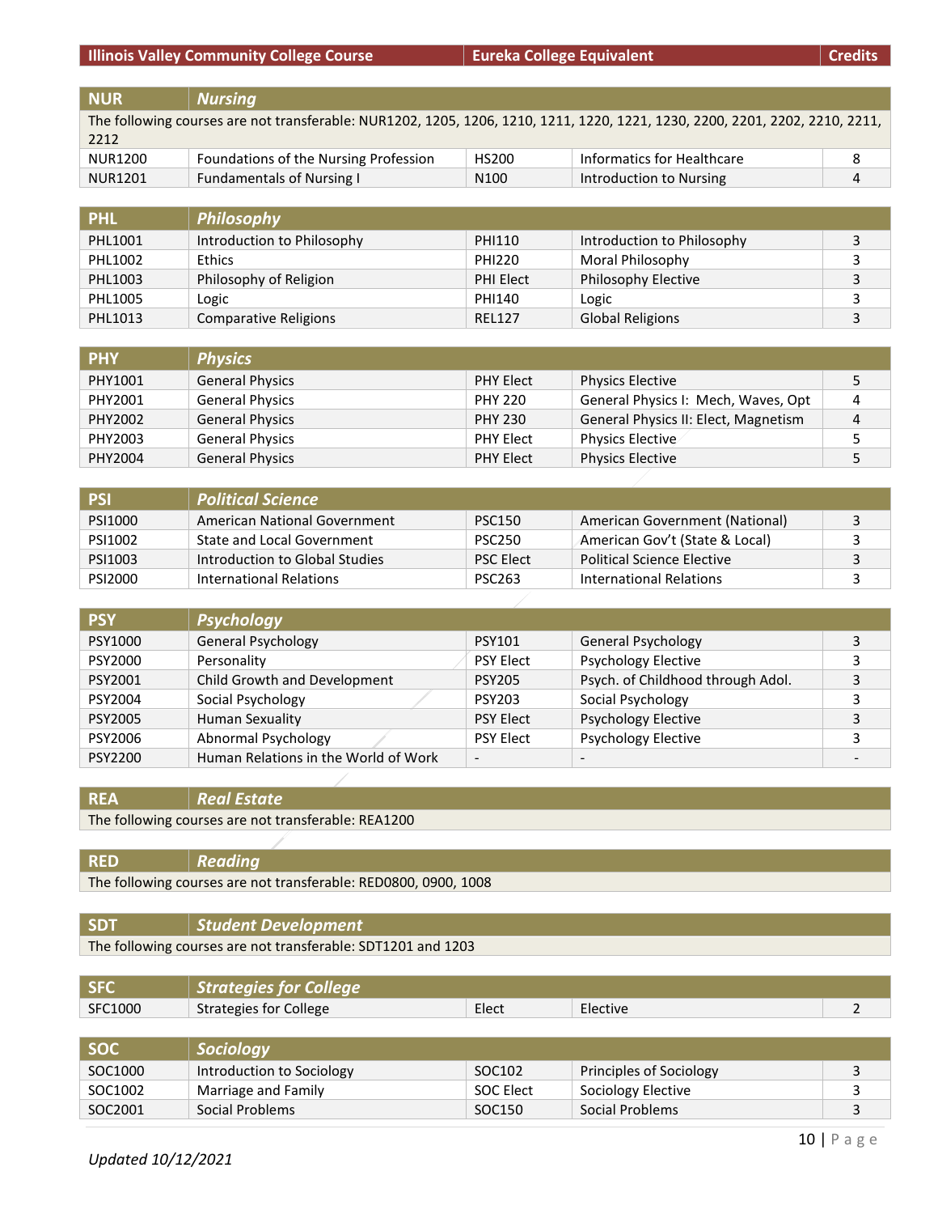| Illinois Valley Community College Course | | Eureka College Equivalent | | Credits |
|---|---|---|---|---|
| **NUR** | ***Nursing*** | | | |
| The following courses are not transferable: NUR1202, 1205, 1206, 1210, 1211, 1220, 1221, 1230, 2200, 2201, 2202, 2210, 2211, 2212 | | | | |
| NUR1200 | Foundations of the Nursing Profession | HS200 | Informatics for Healthcare | 8 |
| NUR1201 | Fundamentals of Nursing I | N100 | Introduction to Nursing | 4 |
| **PHL** | ***Philosophy*** | | | |
| PHL1001 | Introduction to Philosophy | PHI110 | Introduction to Philosophy | 3 |
| PHL1002 | Ethics | PHI220 | Moral Philosophy | 3 |
| PHL1003 | Philosophy of Religion | PHI Elect | Philosophy Elective | 3 |
| PHL1005 | Logic | PHI140 | Logic | 3 |
| PHL1013 | Comparative Religions | REL127 | Global Religions | 3 |
| **PHY** | ***Physics*** | | | |
| PHY1001 | General Physics | PHY Elect | Physics Elective | 5 |
| PHY2001 | General Physics | PHY 220 | General Physics I: Mech, Waves, Opt | 4 |
| PHY2002 | General Physics | PHY 230 | General Physics II: Elect, Magnetism | 4 |
| PHY2003 | General Physics | PHY Elect | Physics Elective | 5 |
| PHY2004 | General Physics | PHY Elect | Physics Elective | 5 |
| **PSI** | ***Political Science*** | | | |
| PSI1000 | American National Government | PSC150 | American Government (National) | 3 |
| PSI1002 | State and Local Government | PSC250 | American Gov't (State & Local) | 3 |
| PSI1003 | Introduction to Global Studies | PSC Elect | Political Science Elective | 3 |
| PSI2000 | International Relations | PSC263 | International Relations | 3 |
| **PSY** | ***Psychology*** | | | |
| PSY1000 | General Psychology | PSY101 | General Psychology | 3 |
| PSY2000 | Personality | PSY Elect | Psychology Elective | 3 |
| PSY2001 | Child Growth and Development | PSY205 | Psych. of Childhood through Adol. | 3 |
| PSY2004 | Social Psychology | PSY203 | Social Psychology | 3 |
| PSY2005 | Human Sexuality | PSY Elect | Psychology Elective | 3 |
| PSY2006 | Abnormal Psychology | PSY Elect | Psychology Elective | 3 |
| PSY2200 | Human Relations in the World of Work | - | - | - |
| **REA** | ***Real Estate*** | | | |
| The following courses are not transferable: REA1200 | | | | |
| **RED** | ***Reading*** | | | |
| The following courses are not transferable: RED0800, 0900, 1008 | | | | |
| **SDT** | ***Student Development*** | | | |
| The following courses are not transferable: SDT1201 and 1203 | | | | |
| **SFC** | ***Strategies for College*** | | | |
| SFC1000 | Strategies for College | Elect | Elective | 2 |
| **SOC** | ***Sociology*** | | | |
| SOC1000 | Introduction to Sociology | SOC102 | Principles of Sociology | 3 |
| SOC1002 | Marriage and Family | SOC Elect | Sociology Elective | 3 |
| SOC2001 | Social Problems | SOC150 | Social Problems | 3 |

*Updated 10/12/2021*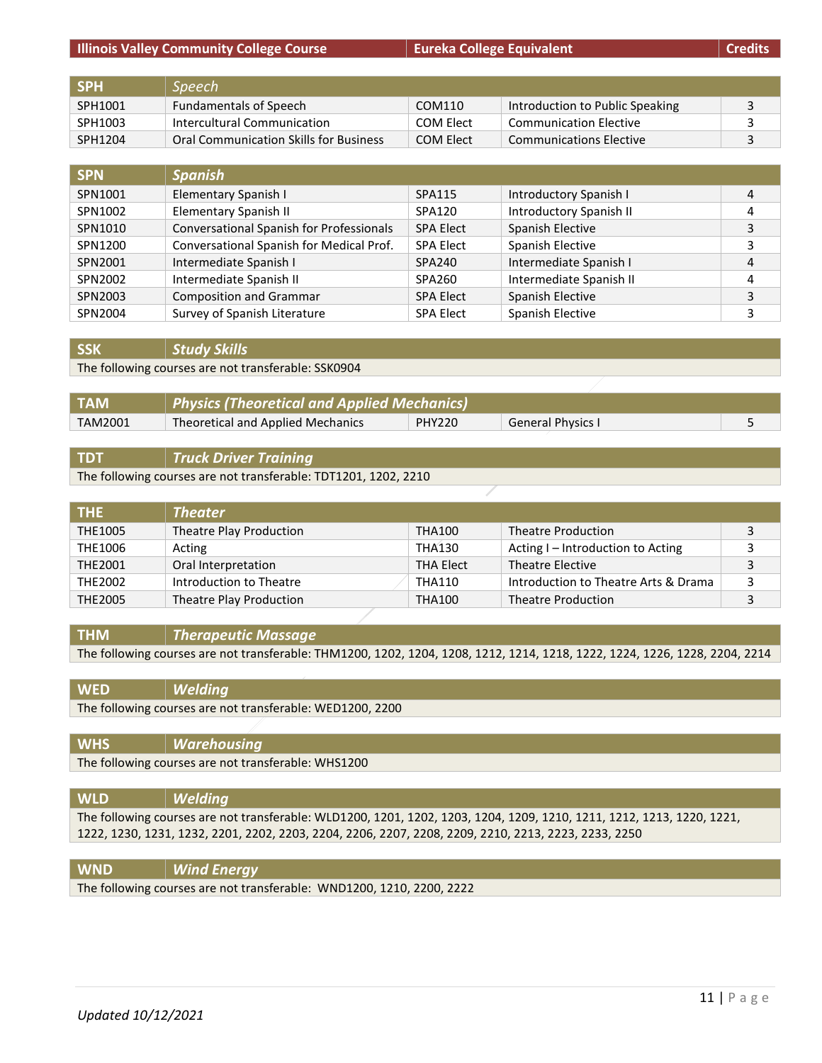| Illinois Valley Community College Course | | Eureka College Equivalent | | Credits |
|---|---|---|---|---|
| **SPH** | ***Speech*** | | | |
| SPH1001 | Fundamentals of Speech | COM110 | Introduction to Public Speaking | 3 |
| SPH1003 | Intercultural Communication | COM Elect | Communication Elective | 3 |
| SPH1204 | Oral Communication Skills for Business | COM Elect | Communications Elective | 3 |
| **SPN** | ***Spanish*** | | | |
| SPN1001 | Elementary Spanish I | SPA115 | Introductory Spanish I | 4 |
| SPN1002 | Elementary Spanish II | SPA120 | Introductory Spanish II | 4 |
| SPN1010 | Conversational Spanish for Professionals | SPA Elect | Spanish Elective | 3 |
| SPN1200 | Conversational Spanish for Medical Prof. | SPA Elect | Spanish Elective | 3 |
| SPN2001 | Intermediate Spanish I | SPA240 | Intermediate Spanish I | 4 |
| SPN2002 | Intermediate Spanish II | SPA260 | Intermediate Spanish II | 4 |
| SPN2003 | Composition and Grammar | SPA Elect | Spanish Elective | 3 |
| SPN2004 | Survey of Spanish Literature | SPA Elect | Spanish Elective | 3 |
| **SSK** | ***Study Skills*** | | | |
| The following courses are not transferable: SSK0904 | | | | |
| **TAM** | ***Physics (Theoretical and Applied Mechanics)*** | | | |
| TAM2001 | Theoretical and Applied Mechanics | PHY220 | General Physics I | 5 |
| **TDT** | ***Truck Driver Training*** | | | |
| The following courses are not transferable: TDT1201, 1202, 2210 | | | | |
| **THE** | ***Theater*** | | | |
| THE1005 | Theatre Play Production | THA100 | Theatre Production | 3 |
| THE1006 | Acting | THA130 | Acting I – Introduction to Acting | 3 |
| THE2001 | Oral Interpretation | THA Elect | Theatre Elective | 3 |
| THE2002 | Introduction to Theatre | THA110 | Introduction to Theatre Arts & Drama | 3 |
| THE2005 | Theatre Play Production | THA100 | Theatre Production | 3 |
| **THM** | ***Therapeutic Massage*** | | | |
| The following courses are not transferable: THM1200, 1202, 1204, 1208, 1212, 1214, 1218, 1222, 1224, 1226, 1228, 2204, 2214 | | | | |
| **WED** | ***Welding*** | | | |
| The following courses are not transferable: WED1200, 2200 | | | | |
| **WHS** | ***Warehousing*** | | | |
| The following courses are not transferable: WHS1200 | | | | |
| **WLD** | ***Welding*** | | | |
| The following courses are not transferable: WLD1200, 1201, 1202, 1203, 1204, 1209, 1210, 1211, 1212, 1213, 1220, 1221, 1222, 1230, 1231, 1232, 2201, 2202, 2203, 2204, 2206, 2207, 2208, 2209, 2210, 2213, 2223, 2233, 2250 | | | | |
| **WND** | ***Wind Energy*** | | | |
| The following courses are not transferable: WND1200, 1210, 2200, 2222 | | | | |

*Updated 10/12/2021*